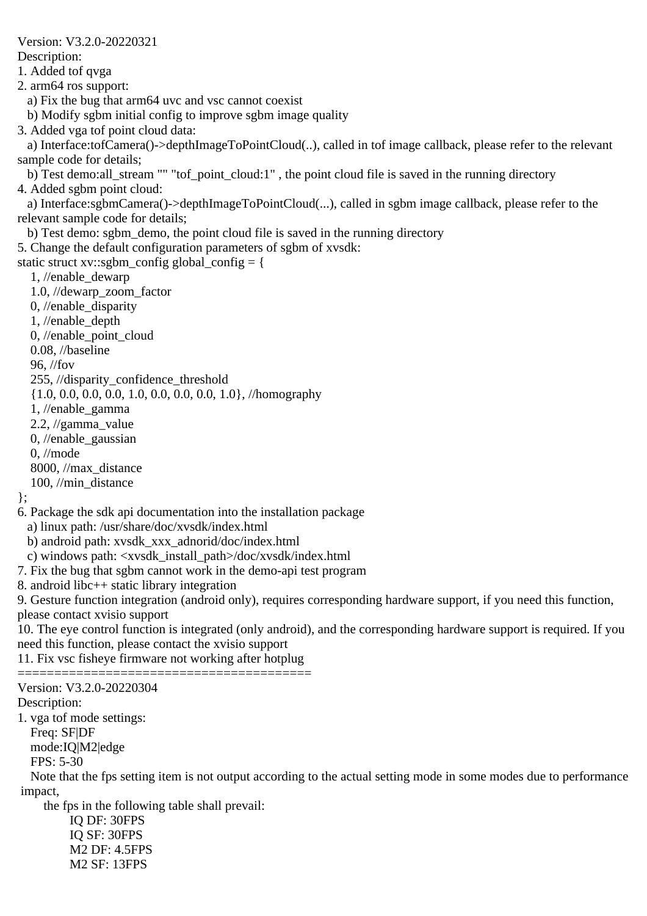Version: V3.2.0-20220321

Description:

1. Added tof qvga
2. arm64 ros support:
   a) Fix the bug that arm64 uvc and vsc cannot coexist
   b) Modify sgbm initial config to improve sgbm image quality
3. Added vga tof point cloud data:
   a) Interface:tofCamera()->depthImageToPointCloud(..), called in tof image callback, please refer to the relevant sample code for details;
   b) Test demo:all_stream "" "tof_point_cloud:1" , the point cloud file is saved in the running directory
4. Added sgbm point cloud:
   a) Interface:sgbmCamera()->depthImageToPointCloud(...), called in sgbm image callback, please refer to the relevant sample code for details;
   b) Test demo: sgbm_demo, the point cloud file is saved in the running directory
5. Change the default configuration parameters of sgbm of xvsdk:

```
static struct xv::sgbm_config global_config = {
    1, //enable_dewarp
    1.0, //dewarp_zoom_factor
    0, //enable_disparity
    1, //enable_depth
    0, //enable_point_cloud
    0.08, //baseline
    96, //fov
    255, //disparity_confidence_threshold
    {1.0, 0.0, 0.0, 0.0, 1.0, 0.0, 0.0, 0.0, 1.0}, //homography
    1, //enable_gamma
    2.2, //gamma_value
    0, //enable_gaussian
    0, //mode
    8000, //max_distance
    100, //min_distance
};
```

6. Package the sdk api documentation into the installation package
   a) linux path: /usr/share/doc/xvsdk/index.html
   b) android path: xvsdk_xxx_adnorid/doc/index.html
   c) windows path: <xvsdk_install_path>/doc/xvsdk/index.html
7. Fix the bug that sgbm cannot work in the demo-api test program
8. android libc++ static library integration
9. Gesture function integration (android only), requires corresponding hardware support, if you need this function, please contact xvisio support
10. The eye control function is integrated (only android), and the corresponding hardware support is required. If you need this function, please contact the xvisio support
11. Fix vsc fisheye firmware not working after hotplug

=======================================

Version: V3.2.0-20220304

Description:

1. vga tof mode settings:
   Freq: SF|DF
   mode:IQ|M2|edge
   FPS: 5-30
   Note that the fps setting item is not output according to the actual setting mode in some modes due to performance impact,
      the fps in the following table shall prevail:
         IQ DF: 30FPS
         IQ SF: 30FPS
         M2 DF: 4.5FPS
         M2 SF: 13FPS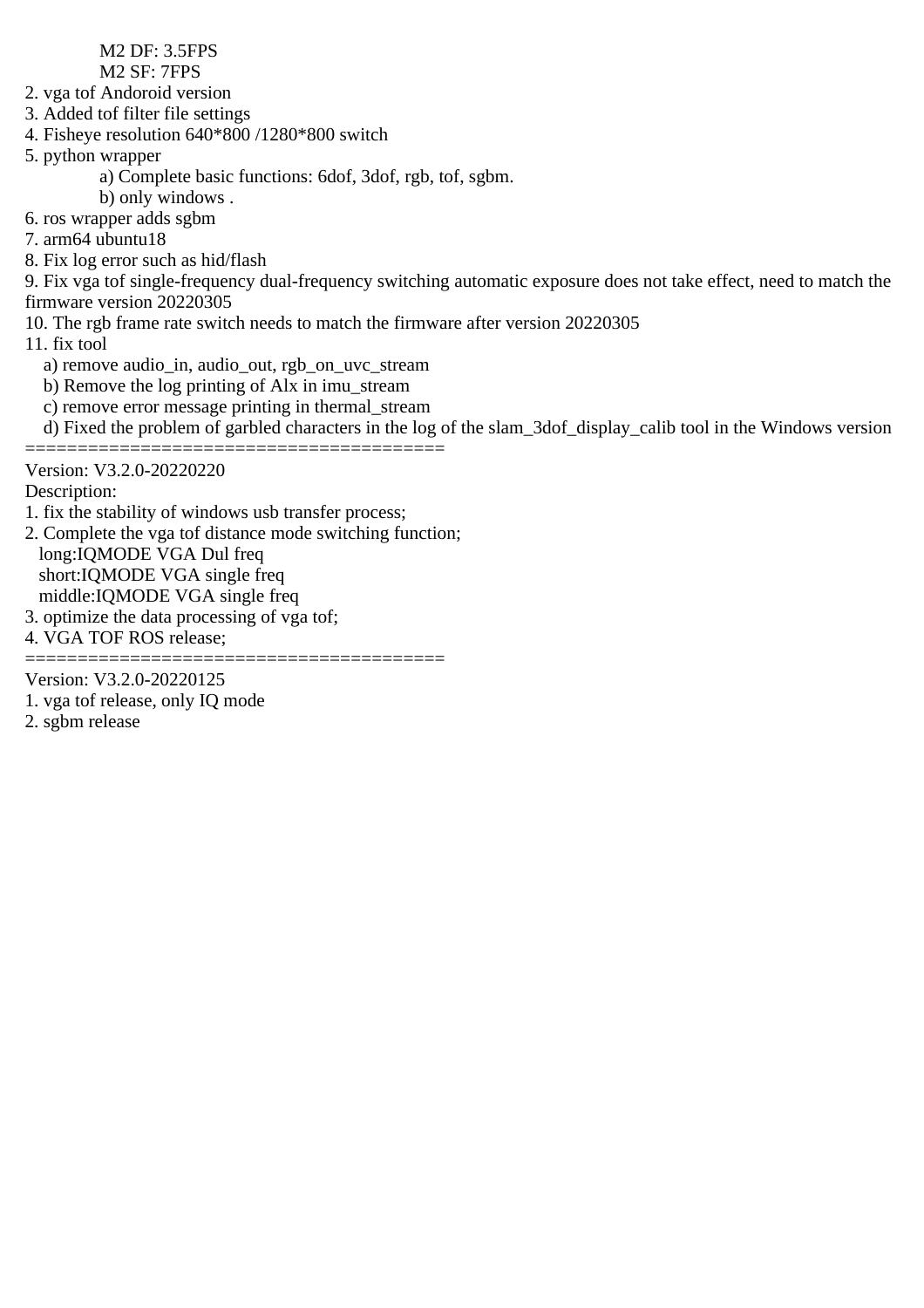M2 DF: 3.5FPS
M2 SF: 7FPS

2. vga tof Andoroid version
3. Added tof filter file settings
4. Fisheye resolution 640*800 /1280*800 switch
5. python wrapper
   a) Complete basic functions: 6dof, 3dof, rgb, tof, sgbm.
   b) only windows .
6. ros wrapper adds sgbm
7. arm64 ubuntu18
8. Fix log error such as hid/flash
9. Fix vga tof single-frequency dual-frequency switching automatic exposure does not take effect, need to match the firmware version 20220305
10. The rgb frame rate switch needs to match the firmware after version 20220305
11. fix tool
   a) remove audio_in, audio_out, rgb_on_uvc_stream
   b) Remove the log printing of Alx in imu_stream
   c) remove error message printing in thermal_stream
   d) Fixed the problem of garbled characters in the log of the slam_3dof_display_calib tool in the Windows version

========================================

Version: V3.2.0-20220220
Description:

1. fix the stability of windows usb transfer process;
2. Complete the vga tof distance mode switching function;
   long:IQMODE VGA Dul freq
   short:IQMODE VGA single freq
   middle:IQMODE VGA single freq
3. optimize the data processing of vga tof;
4. VGA TOF ROS release;

========================================

Version: V3.2.0-20220125

1. vga tof release, only IQ mode
2. sgbm release